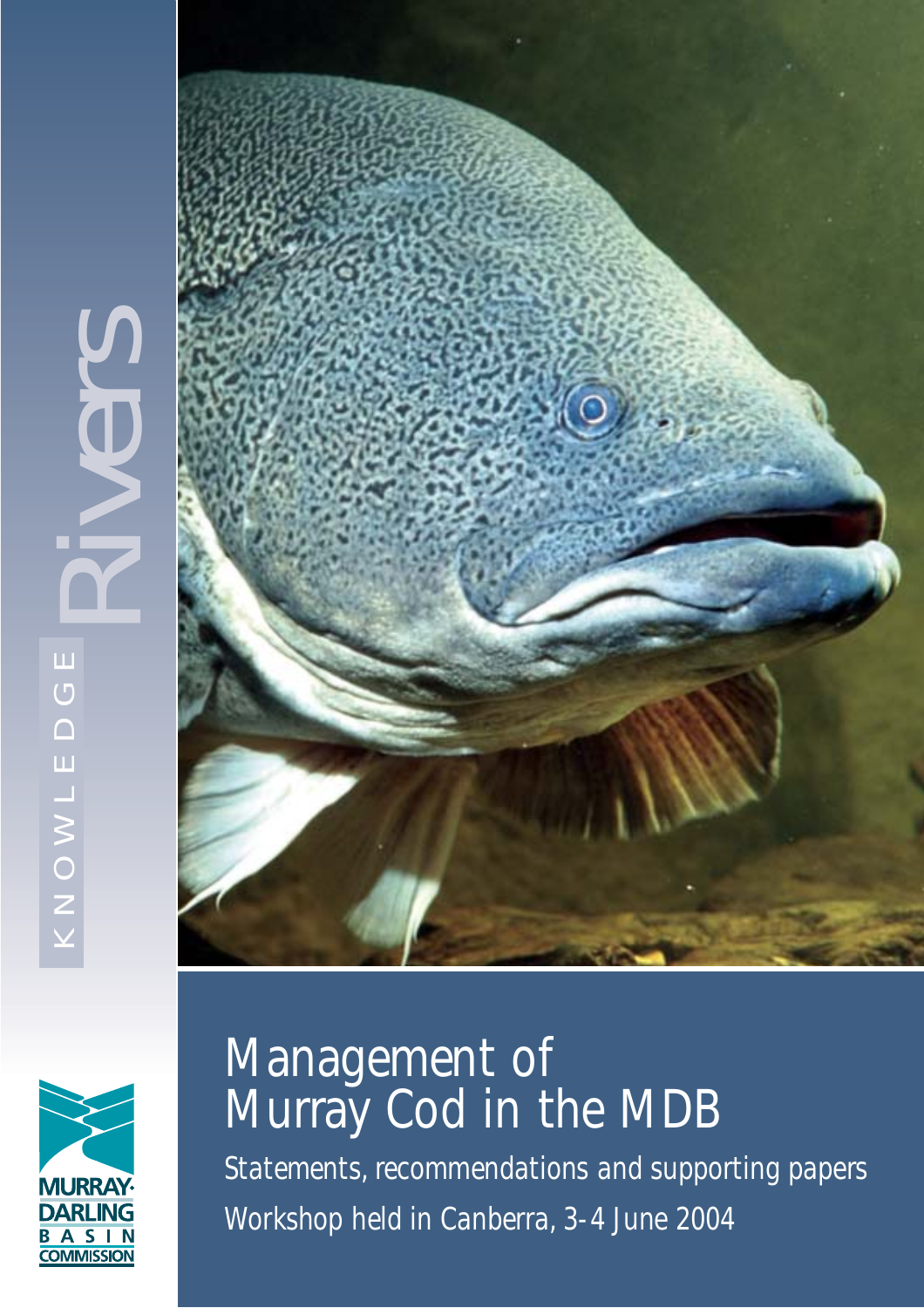# Management of Murray Cod in the MDB

Statements, recommendations and supporting papers

Workshop held in Canberra, 3-4 June 2004

KNOWLEDGE Rivers

MURRAY-DARLING BASIN COMMISSION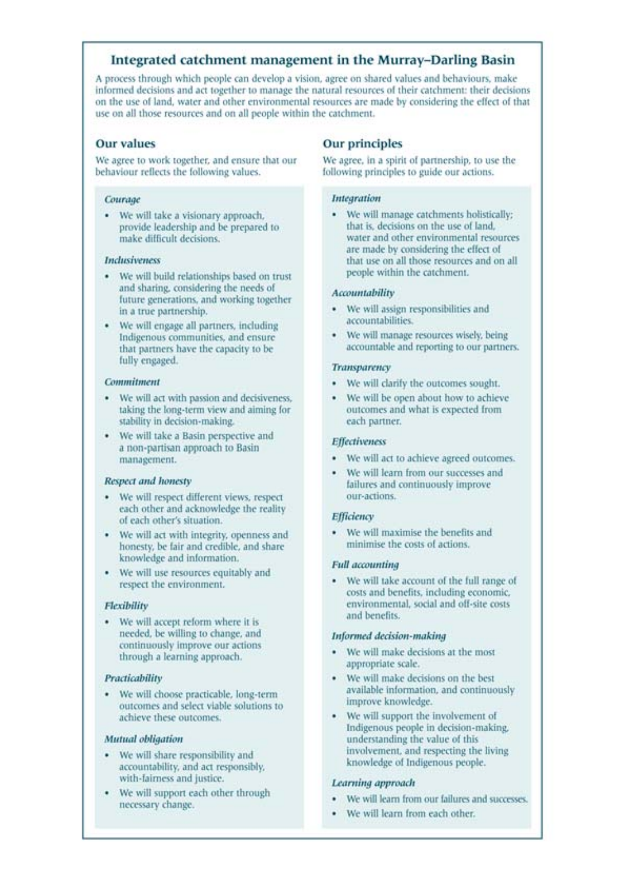## Integrated catchment management in the Murray–Darling Basin

A process through which people can develop a vision, agree on shared values and behaviours, make informed decisions and act together to manage the natural resources of their catchment: their decisions on the use of land, water and other environmental resources are made by considering the effect of that use on all those resources and on all people within the catchment.

### Our values

We agree to work together, and ensure that our behaviour reflects the following values.

#### *Courage*

- We will take a visionary approach, provide leadership and be prepared to make difficult decisions.

#### *Inclusiveness*

- We will build relationships based on trust and sharing, considering the needs of future generations, and working together in a true partnership.
- We will engage all partners, including Indigenous communities, and ensure that partners have the capacity to be fully engaged.

#### *Commitment*

- We will act with passion and decisiveness, taking the long-term view and aiming for stability in decision-making.
- We will take a Basin perspective and a non-partisan approach to Basin management.

#### *Respect and honesty*

- We will respect different views, respect each other and acknowledge the reality of each other's situation.
- We will act with integrity, openness and honesty, be fair and credible, and share knowledge and information.
- We will use resources equitably and respect the environment.

#### *Flexibility*

- We will accept reform where it is needed, be willing to change, and continuously improve our actions through a learning approach.

#### *Practicability*

- We will choose practicable, long-term outcomes and select viable solutions to achieve these outcomes.

#### *Mutual obligation*

- We will share responsibility and accountability, and act responsibly, with-fairness and justice.
- We will support each other through necessary change.

### Our principles

We agree, in a spirit of partnership, to use the following principles to guide our actions.

#### *Integration*

- We will manage catchments holistically; that is, decisions on the use of land, water and other environmental resources are made by considering the effect of that use on all those resources and on all people within the catchment.

#### *Accountability*

- We will assign responsibilities and accountabilities.
- We will manage resources wisely, being accountable and reporting to our partners.

#### *Transparency*

- We will clarify the outcomes sought.
- We will be open about how to achieve outcomes and what is expected from each partner.

#### *Effectiveness*

- We will act to achieve agreed outcomes.
- We will learn from our successes and failures and continuously improve our-actions.

#### *Efficiency*

- We will maximise the benefits and minimise the costs of actions.

#### *Full accounting*

- We will take account of the full range of costs and benefits, including economic, environmental, social and off-site costs and benefits.

#### *Informed decision-making*

- We will make decisions at the most appropriate scale.
- We will make decisions on the best available information, and continuously improve knowledge.
- We will support the involvement of Indigenous people in decision-making, understanding the value of this involvement, and respecting the living knowledge of Indigenous people.

#### *Learning approach*

- We will learn from our failures and successes.
- We will learn from each other.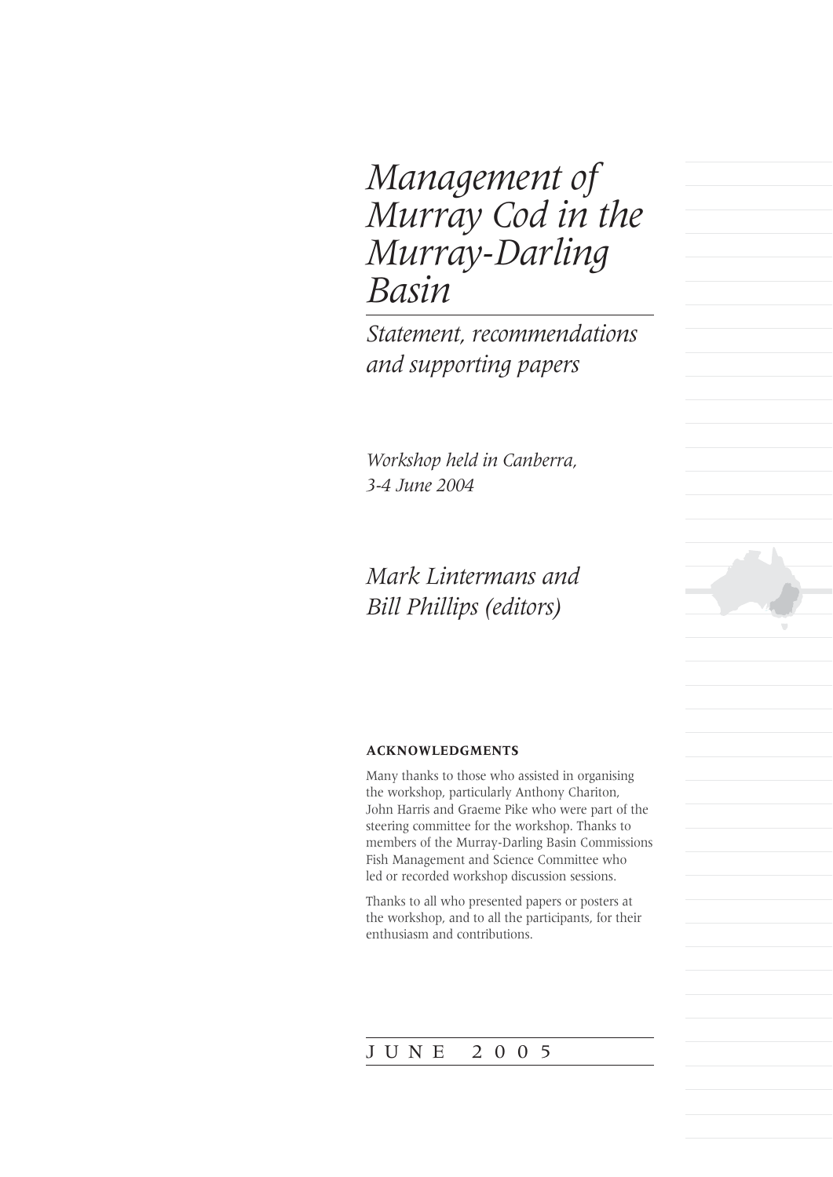# Management of Murray Cod in the Murray-Darling Basin

*Statement, recommendations and supporting papers*

*Workshop held in Canberra, 3-4 June 2004*

*Mark Lintermans and Bill Phillips (editors)*

**ACKNOWLEDGMENTS**

Many thanks to those who assisted in organising the workshop, particularly Anthony Chariton, John Harris and Graeme Pike who were part of the steering committee for the workshop. Thanks to members of the Murray-Darling Basin Commissions Fish Management and Science Committee who led or recorded workshop discussion sessions.

Thanks to all who presented papers or posters at the workshop, and to all the participants, for their enthusiasm and contributions.

JUNE 2005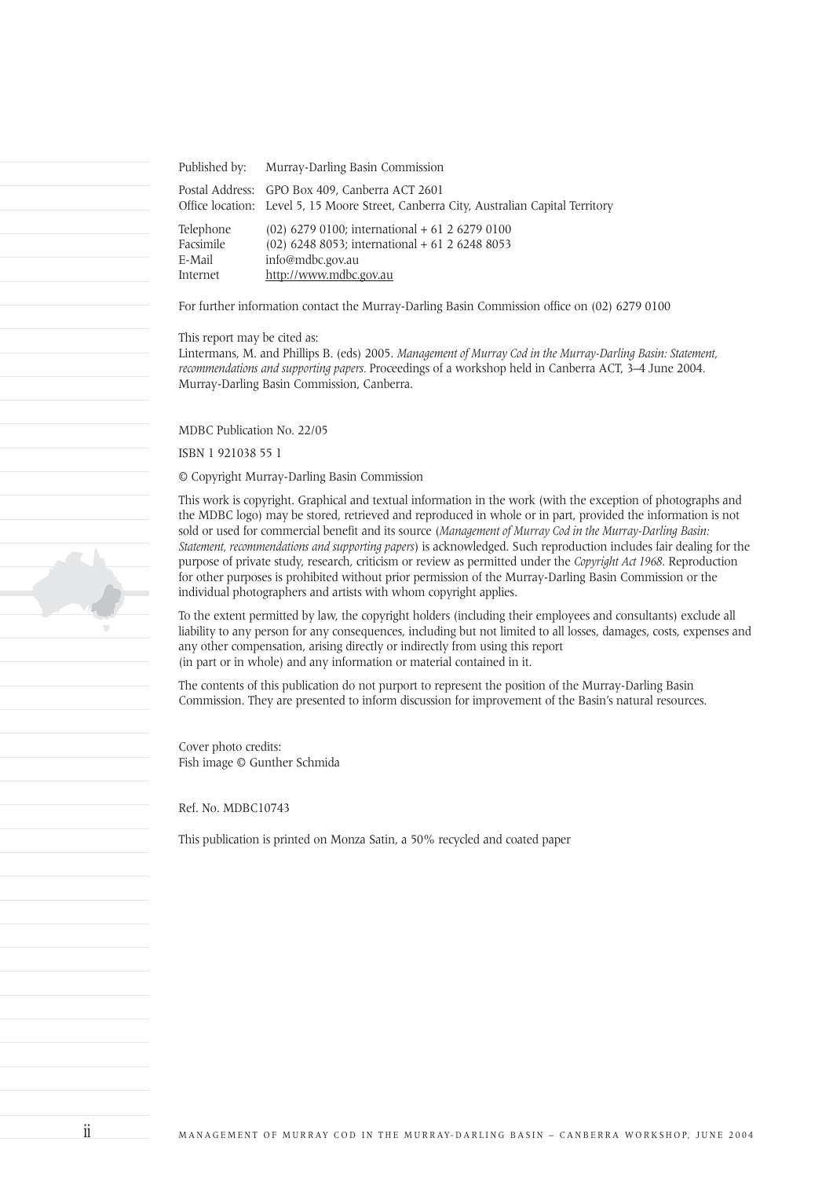| | |
|---|---|
| Published by: | Murray-Darling Basin Commission |
| Postal Address: | GPO Box 409, Canberra ACT 2601 |
| Office location: | Level 5, 15 Moore Street, Canberra City, Australian Capital Territory |
| Telephone | (02) 6279 0100; international + 61 2 6279 0100 |
| Facsimile | (02) 6248 8053; international + 61 2 6248 8053 |
| E-Mail | info@mdbc.gov.au |
| Internet | http://www.mdbc.gov.au |

For further information contact the Murray-Darling Basin Commission office on (02) 6279 0100

This report may be cited as:
Lintermans, M. and Phillips B. (eds) 2005. *Management of Murray Cod in the Murray-Darling Basin: Statement, recommendations and supporting papers.* Proceedings of a workshop held in Canberra ACT, 3–4 June 2004. Murray-Darling Basin Commission, Canberra.

MDBC Publication No. 22/05

ISBN 1 921038 55 1

© Copyright Murray-Darling Basin Commission

This work is copyright. Graphical and textual information in the work (with the exception of photographs and the MDBC logo) may be stored, retrieved and reproduced in whole or in part, provided the information is not sold or used for commercial benefit and its source (*Management of Murray Cod in the Murray-Darling Basin: Statement, recommendations and supporting papers*) is acknowledged. Such reproduction includes fair dealing for the purpose of private study, research, criticism or review as permitted under the *Copyright Act 1968*. Reproduction for other purposes is prohibited without prior permission of the Murray-Darling Basin Commission or the individual photographers and artists with whom copyright applies.

To the extent permitted by law, the copyright holders (including their employees and consultants) exclude all liability to any person for any consequences, including but not limited to all losses, damages, costs, expenses and any other compensation, arising directly or indirectly from using this report (in part or in whole) and any information or material contained in it.

The contents of this publication do not purport to represent the position of the Murray-Darling Basin Commission. They are presented to inform discussion for improvement of the Basin's natural resources.

Cover photo credits:
Fish image © Gunther Schmida

Ref. No. MDBC10743

This publication is printed on Monza Satin, a 50% recycled and coated paper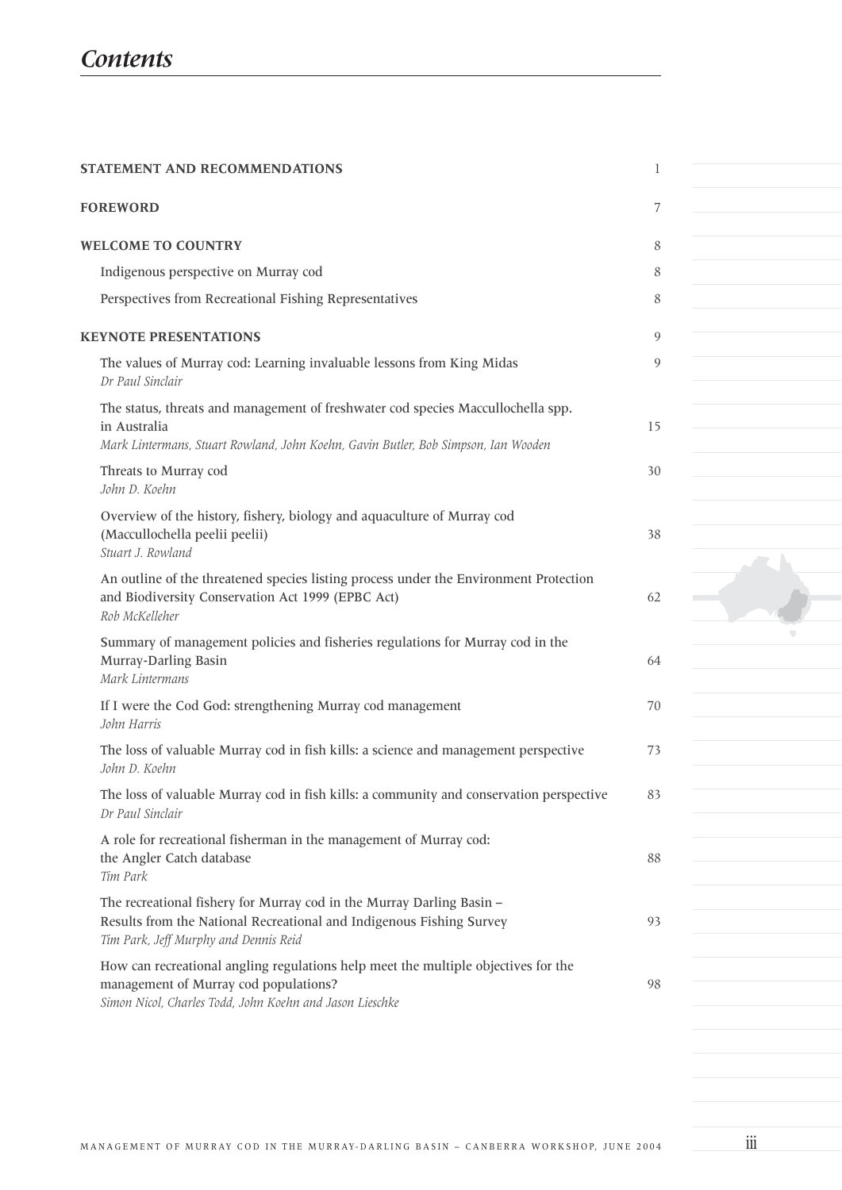# Contents

| | |
|---|---|
| **STATEMENT AND RECOMMENDATIONS** | 1 |
| **FOREWORD** | 7 |
| **WELCOME TO COUNTRY** | 8 |
| Indigenous perspective on Murray cod | 8 |
| Perspectives from Recreational Fishing Representatives | 8 |
| **KEYNOTE PRESENTATIONS** | 9 |
| The values of Murray cod: Learning invaluable lessons from King Midas<br>*Dr Paul Sinclair* | 9 |
| The status, threats and management of freshwater cod species Maccullochella spp. in Australia<br>*Mark Lintermans, Stuart Rowland, John Koehn, Gavin Butler, Bob Simpson, Ian Wooden* | 15 |
| Threats to Murray cod<br>*John D. Koehn* | 30 |
| Overview of the history, fishery, biology and aquaculture of Murray cod (Maccullochella peelii peelii)<br>*Stuart J. Rowland* | 38 |
| An outline of the threatened species listing process under the Environment Protection and Biodiversity Conservation Act 1999 (EPBC Act)<br>*Rob McKelleher* | 62 |
| Summary of management policies and fisheries regulations for Murray cod in the Murray-Darling Basin<br>*Mark Lintermans* | 64 |
| If I were the Cod God: strengthening Murray cod management<br>*John Harris* | 70 |
| The loss of valuable Murray cod in fish kills: a science and management perspective<br>*John D. Koehn* | 73 |
| The loss of valuable Murray cod in fish kills: a community and conservation perspective<br>*Dr Paul Sinclair* | 83 |
| A role for recreational fisherman in the management of Murray cod: the Angler Catch database<br>*Tim Park* | 88 |
| The recreational fishery for Murray cod in the Murray Darling Basin – Results from the National Recreational and Indigenous Fishing Survey<br>*Tim Park, Jeff Murphy and Dennis Reid* | 93 |
| How can recreational angling regulations help meet the multiple objectives for the management of Murray cod populations?<br>*Simon Nicol, Charles Todd, John Koehn and Jason Lieschke* | 98 |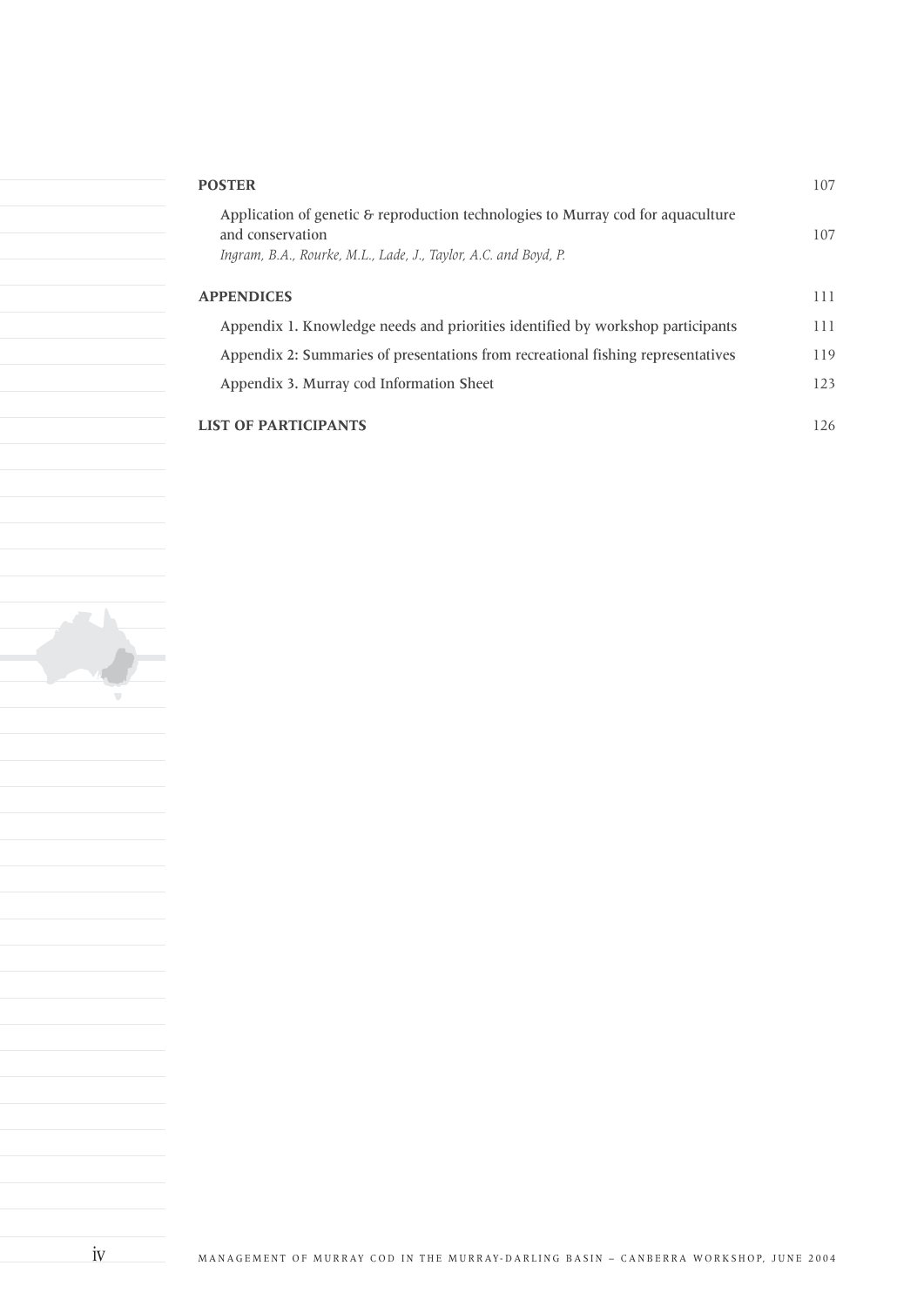**POSTER** 107

Application of genetic & reproduction technologies to Murray cod for aquaculture and conservation 107
*Ingram, B.A., Rourke, M.L., Lade, J., Taylor, A.C. and Boyd, P.*

**APPENDICES** 111

Appendix 1. Knowledge needs and priorities identified by workshop participants 111

Appendix 2: Summaries of presentations from recreational fishing representatives 119

Appendix 3. Murray cod Information Sheet 123

**LIST OF PARTICIPANTS** 126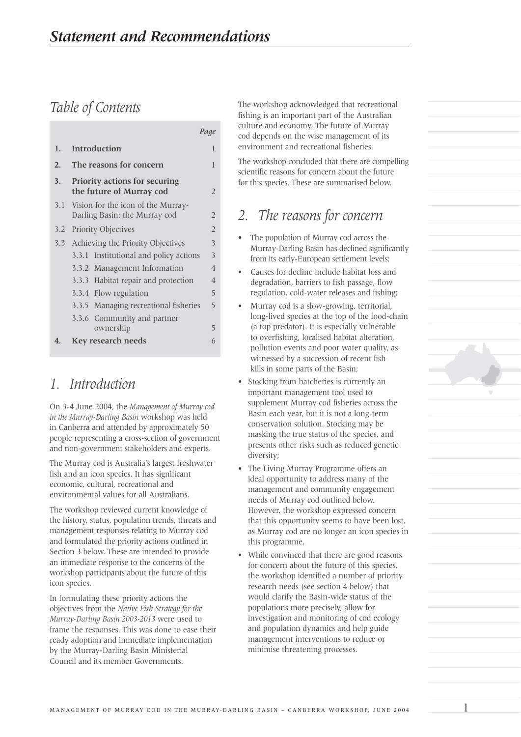# Statement and Recommendations

## Table of Contents

| | | Page |
|---|---|---|
| **1.** | **Introduction** | 1 |
| **2.** | **The reasons for concern** | 1 |
| **3.** | **Priority actions for securing the future of Murray cod** | 2 |
| 3.1 | Vision for the icon of the Murray-Darling Basin: the Murray cod | 2 |
| 3.2 | Priority Objectives | 2 |
| 3.3 | Achieving the Priority Objectives | 3 |
| | 3.3.1 Institutional and policy actions | 3 |
| | 3.3.2 Management Information | 4 |
| | 3.3.3 Habitat repair and protection | 4 |
| | 3.3.4 Flow regulation | 5 |
| | 3.3.5 Managing recreational fisheries | 5 |
| | 3.3.6 Community and partner ownership | 5 |
| **4.** | **Key research needs** | 6 |

## 1. Introduction

On 3-4 June 2004, the *Management of Murray cod in the Murray-Darling Basin* workshop was held in Canberra and attended by approximately 50 people representing a cross-section of government and non-government stakeholders and experts.

The Murray cod is Australia's largest freshwater fish and an icon species. It has significant economic, cultural, recreational and environmental values for all Australians.

The workshop reviewed current knowledge of the history, status, population trends, threats and management responses relating to Murray cod and formulated the priority actions outlined in Section 3 below. These are intended to provide an immediate response to the concerns of the workshop participants about the future of this icon species.

In formulating these priority actions the objectives from the *Native Fish Strategy for the Murray-Darling Basin 2003-2013* were used to frame the responses. This was done to ease their ready adoption and immediate implementation by the Murray-Darling Basin Ministerial Council and its member Governments.

The workshop acknowledged that recreational fishing is an important part of the Australian culture and economy. The future of Murray cod depends on the wise management of its environment and recreational fisheries.

The workshop concluded that there are compelling scientific reasons for concern about the future for this species. These are summarised below.

## 2. The reasons for concern

- The population of Murray cod across the Murray-Darling Basin has declined significantly from its early-European settlement levels;
- Causes for decline include habitat loss and degradation, barriers to fish passage, flow regulation, cold-water releases and fishing;
- Murray cod is a slow-growing, territorial, long-lived species at the top of the food-chain (a top predator). It is especially vulnerable to overfishing, localised habitat alteration, pollution events and poor water quality, as witnessed by a succession of recent fish kills in some parts of the Basin;
- Stocking from hatcheries is currently an important management tool used to supplement Murray cod fisheries across the Basin each year, but it is not a long-term conservation solution. Stocking may be masking the true status of the species, and presents other risks such as reduced genetic diversity;
- The Living Murray Programme offers an ideal opportunity to address many of the management and community engagement needs of Murray cod outlined below. However, the workshop expressed concern that this opportunity seems to have been lost, as Murray cod are no longer an icon species in this programme.
- While convinced that there are good reasons for concern about the future of this species, the workshop identified a number of priority research needs (see section 4 below) that would clarify the Basin-wide status of the populations more precisely, allow for investigation and monitoring of cod ecology and population dynamics and help guide management interventions to reduce or minimise threatening processes.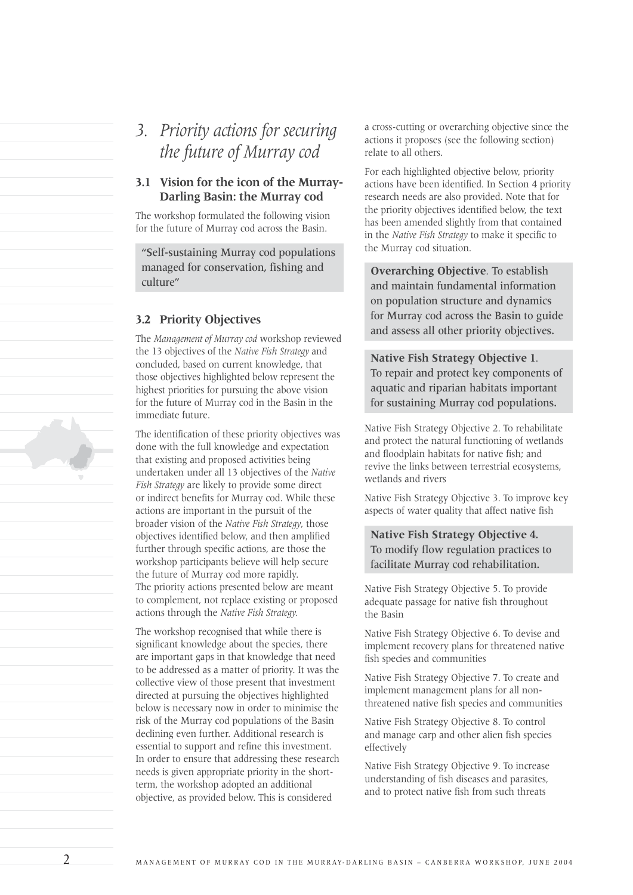# *3. Priority actions for securing the future of Murray cod*

## 3.1 Vision for the icon of the Murray-Darling Basin: the Murray cod

The workshop formulated the following vision for the future of Murray cod across the Basin.

> "Self-sustaining Murray cod populations managed for conservation, fishing and culture"

## 3.2 Priority Objectives

The *Management of Murray cod* workshop reviewed the 13 objectives of the *Native Fish Strategy* and concluded, based on current knowledge, that those objectives highlighted below represent the highest priorities for pursuing the above vision for the future of Murray cod in the Basin in the immediate future.

The identification of these priority objectives was done with the full knowledge and expectation that existing and proposed activities being undertaken under all 13 objectives of the *Native Fish Strategy* are likely to provide some direct or indirect benefits for Murray cod. While these actions are important in the pursuit of the broader vision of the *Native Fish Strategy*, those objectives identified below, and then amplified further through specific actions, are those the workshop participants believe will help secure the future of Murray cod more rapidly. The priority actions presented below are meant to complement, not replace existing or proposed actions through the *Native Fish Strategy.*

The workshop recognised that while there is significant knowledge about the species, there are important gaps in that knowledge that need to be addressed as a matter of priority. It was the collective view of those present that investment directed at pursuing the objectives highlighted below is necessary now in order to minimise the risk of the Murray cod populations of the Basin declining even further. Additional research is essential to support and refine this investment. In order to ensure that addressing these research needs is given appropriate priority in the short-term, the workshop adopted an additional objective, as provided below. This is considered a cross-cutting or overarching objective since the actions it proposes (see the following section) relate to all others.

For each highlighted objective below, priority actions have been identified. In Section 4 priority research needs are also provided. Note that for the priority objectives identified below, the text has been amended slightly from that contained in the *Native Fish Strategy* to make it specific to the Murray cod situation.

**Overarching Objective**. **To establish and maintain fundamental information on population structure and dynamics for Murray cod across the Basin to guide and assess all other priority objectives.**

**Native Fish Strategy Objective 1**. **To repair and protect key components of aquatic and riparian habitats important for sustaining Murray cod populations.**

Native Fish Strategy Objective 2. To rehabilitate and protect the natural functioning of wetlands and floodplain habitats for native fish; and revive the links between terrestrial ecosystems, wetlands and rivers

Native Fish Strategy Objective 3. To improve key aspects of water quality that affect native fish

**Native Fish Strategy Objective 4. To modify flow regulation practices to facilitate Murray cod rehabilitation.**

Native Fish Strategy Objective 5. To provide adequate passage for native fish throughout the Basin

Native Fish Strategy Objective 6. To devise and implement recovery plans for threatened native fish species and communities

Native Fish Strategy Objective 7. To create and implement management plans for all non-threatened native fish species and communities

Native Fish Strategy Objective 8. To control and manage carp and other alien fish species effectively

Native Fish Strategy Objective 9. To increase understanding of fish diseases and parasites, and to protect native fish from such threats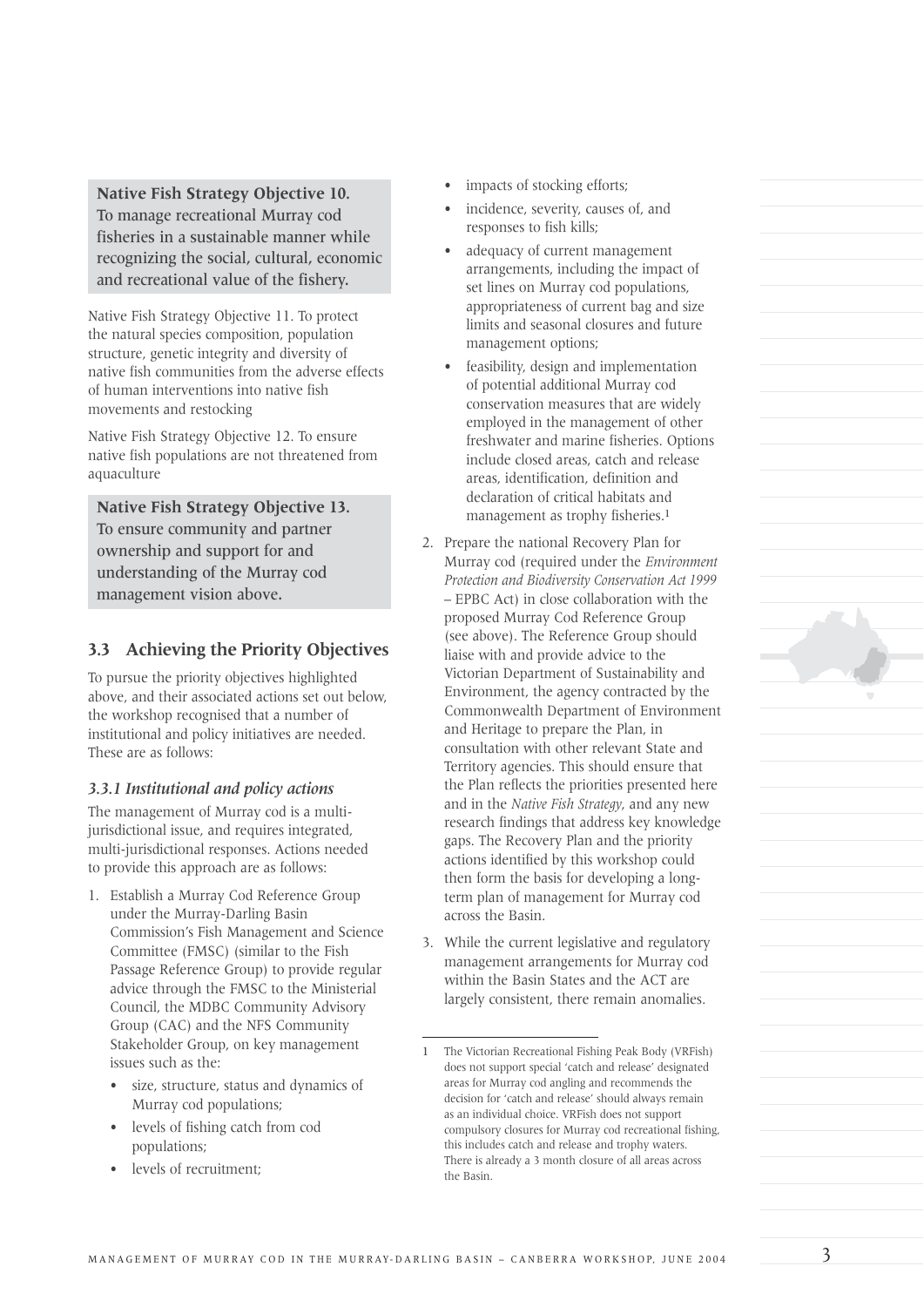**Native Fish Strategy Objective 10. To manage recreational Murray cod fisheries in a sustainable manner while recognizing the social, cultural, economic and recreational value of the fishery.**

Native Fish Strategy Objective 11. To protect the natural species composition, population structure, genetic integrity and diversity of native fish communities from the adverse effects of human interventions into native fish movements and restocking

Native Fish Strategy Objective 12. To ensure native fish populations are not threatened from aquaculture

**Native Fish Strategy Objective 13. To ensure community and partner ownership and support for and understanding of the Murray cod management vision above.**

## 3.3 Achieving the Priority Objectives

To pursue the priority objectives highlighted above, and their associated actions set out below, the workshop recognised that a number of institutional and policy initiatives are needed. These are as follows:

### *3.3.1 Institutional and policy actions*

The management of Murray cod is a multi-jurisdictional issue, and requires integrated, multi-jurisdictional responses. Actions needed to provide this approach are as follows:

1. Establish a Murray Cod Reference Group under the Murray-Darling Basin Commission's Fish Management and Science Committee (FMSC) (similar to the Fish Passage Reference Group) to provide regular advice through the FMSC to the Ministerial Council, the MDBC Community Advisory Group (CAC) and the NFS Community Stakeholder Group, on key management issues such as the:
   - size, structure, status and dynamics of Murray cod populations;
   - levels of fishing catch from cod populations;
   - levels of recruitment;
   - impacts of stocking efforts;
   - incidence, severity, causes of, and responses to fish kills;
   - adequacy of current management arrangements, including the impact of set lines on Murray cod populations, appropriateness of current bag and size limits and seasonal closures and future management options;
   - feasibility, design and implementation of potential additional Murray cod conservation measures that are widely employed in the management of other freshwater and marine fisheries. Options include closed areas, catch and release areas, identification, definition and declaration of critical habitats and management as trophy fisheries.[1]
2. Prepare the national Recovery Plan for Murray cod (required under the *Environment Protection and Biodiversity Conservation Act 1999* – EPBC Act) in close collaboration with the proposed Murray Cod Reference Group (see above). The Reference Group should liaise with and provide advice to the Victorian Department of Sustainability and Environment, the agency contracted by the Commonwealth Department of Environment and Heritage to prepare the Plan, in consultation with other relevant State and Territory agencies. This should ensure that the Plan reflects the priorities presented here and in the *Native Fish Strategy*, and any new research findings that address key knowledge gaps. The Recovery Plan and the priority actions identified by this workshop could then form the basis for developing a long-term plan of management for Murray cod across the Basin.
3. While the current legislative and regulatory management arrangements for Murray cod within the Basin States and the ACT are largely consistent, there remain anomalies.

---

1 The Victorian Recreational Fishing Peak Body (VRFish) does not support special 'catch and release' designated areas for Murray cod angling and recommends the decision for 'catch and release' should always remain as an individual choice. VRFish does not support compulsory closures for Murray cod recreational fishing, this includes catch and release and trophy waters. There is already a 3 month closure of all areas across the Basin.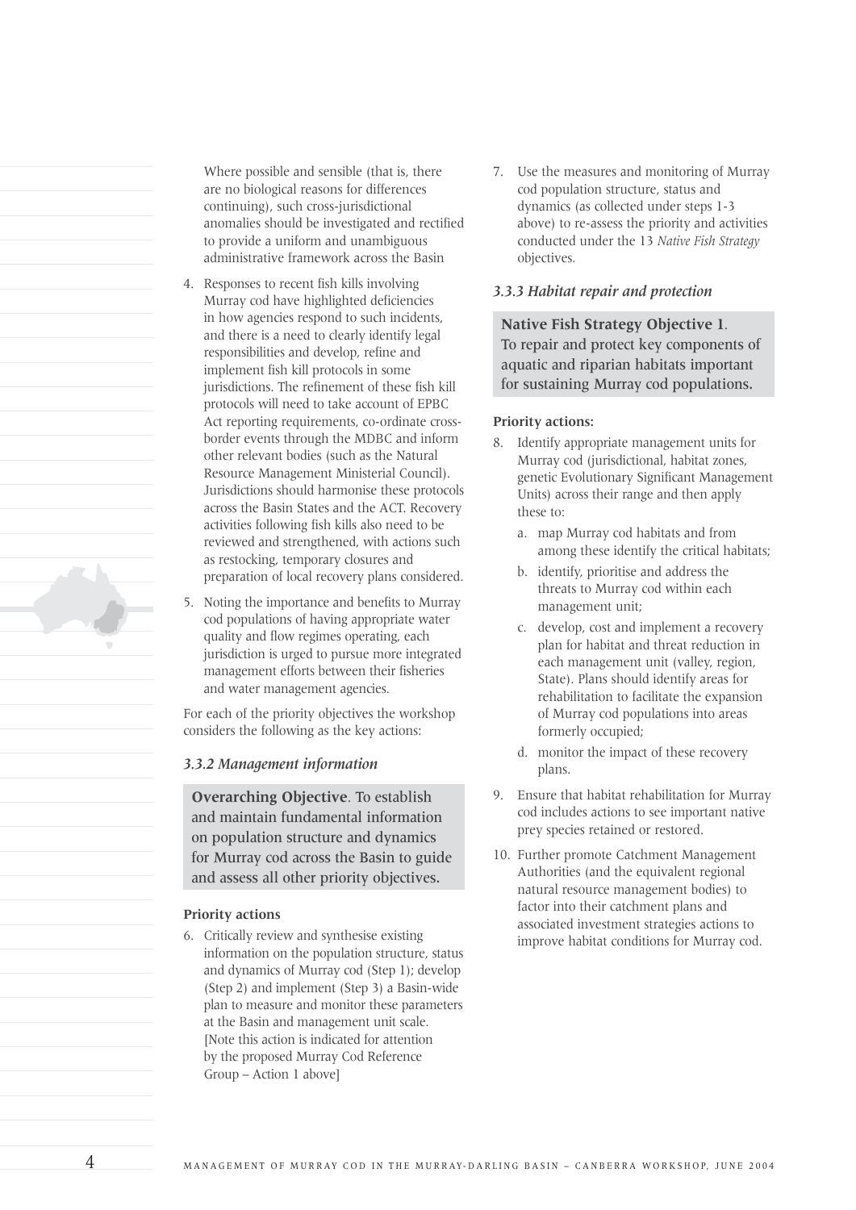Where possible and sensible (that is, there are no biological reasons for differences continuing), such cross-jurisdictional anomalies should be investigated and rectified to provide a uniform and unambiguous administrative framework across the Basin

4. Responses to recent fish kills involving Murray cod have highlighted deficiencies in how agencies respond to such incidents, and there is a need to clearly identify legal responsibilities and develop, refine and implement fish kill protocols in some jurisdictions. The refinement of these fish kill protocols will need to take account of EPBC Act reporting requirements, co-ordinate cross-border events through the MDBC and inform other relevant bodies (such as the Natural Resource Management Ministerial Council). Jurisdictions should harmonise these protocols across the Basin States and the ACT. Recovery activities following fish kills also need to be reviewed and strengthened, with actions such as restocking, temporary closures and preparation of local recovery plans considered.
5. Noting the importance and benefits to Murray cod populations of having appropriate water quality and flow regimes operating, each jurisdiction is urged to pursue more integrated management efforts between their fisheries and water management agencies.

For each of the priority objectives the workshop considers the following as the key actions:

### *3.3.2 Management information*

**Overarching Objective**. To establish and maintain fundamental information on population structure and dynamics for Murray cod across the Basin to guide and assess all other priority objectives.

**Priority actions**

6. Critically review and synthesise existing information on the population structure, status and dynamics of Murray cod (Step 1); develop (Step 2) and implement (Step 3) a Basin-wide plan to measure and monitor these parameters at the Basin and management unit scale. [Note this action is indicated for attention by the proposed Murray Cod Reference Group – Action 1 above]
7. Use the measures and monitoring of Murray cod population structure, status and dynamics (as collected under steps 1-3 above) to re-assess the priority and activities conducted under the 13 *Native Fish Strategy* objectives.

### *3.3.3 Habitat repair and protection*

**Native Fish Strategy Objective 1**. To repair and protect key components of aquatic and riparian habitats important for sustaining Murray cod populations.

**Priority actions:**

8. Identify appropriate management units for Murray cod (jurisdictional, habitat zones, genetic Evolutionary Significant Management Units) across their range and then apply these to:
   a. map Murray cod habitats and from among these identify the critical habitats;
   b. identify, prioritise and address the threats to Murray cod within each management unit;
   c. develop, cost and implement a recovery plan for habitat and threat reduction in each management unit (valley, region, State). Plans should identify areas for rehabilitation to facilitate the expansion of Murray cod populations into areas formerly occupied;
   d. monitor the impact of these recovery plans.
9. Ensure that habitat rehabilitation for Murray cod includes actions to see important native prey species retained or restored.
10. Further promote Catchment Management Authorities (and the equivalent regional natural resource management bodies) to factor into their catchment plans and associated investment strategies actions to improve habitat conditions for Murray cod.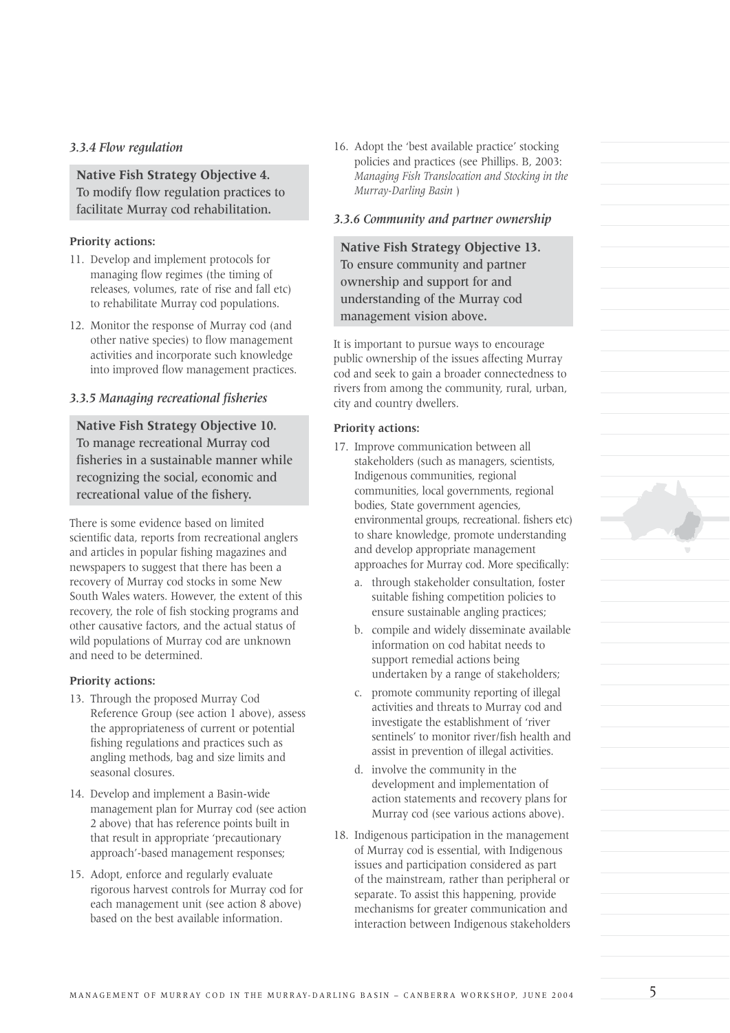### *3.3.4 Flow regulation*

**Native Fish Strategy Objective 4.** To modify flow regulation practices to facilitate Murray cod rehabilitation.

**Priority actions:**

11. Develop and implement protocols for managing flow regimes (the timing of releases, volumes, rate of rise and fall etc) to rehabilitate Murray cod populations.
12. Monitor the response of Murray cod (and other native species) to flow management activities and incorporate such knowledge into improved flow management practices.

### *3.3.5 Managing recreational fisheries*

**Native Fish Strategy Objective 10.** To manage recreational Murray cod fisheries in a sustainable manner while recognizing the social, economic and recreational value of the fishery.

There is some evidence based on limited scientific data, reports from recreational anglers and articles in popular fishing magazines and newspapers to suggest that there has been a recovery of Murray cod stocks in some New South Wales waters. However, the extent of this recovery, the role of fish stocking programs and other causative factors, and the actual status of wild populations of Murray cod are unknown and need to be determined.

**Priority actions:**

13. Through the proposed Murray Cod Reference Group (see action 1 above), assess the appropriateness of current or potential fishing regulations and practices such as angling methods, bag and size limits and seasonal closures.
14. Develop and implement a Basin-wide management plan for Murray cod (see action 2 above) that has reference points built in that result in appropriate 'precautionary approach'-based management responses;
15. Adopt, enforce and regularly evaluate rigorous harvest controls for Murray cod for each management unit (see action 8 above) based on the best available information.
16. Adopt the 'best available practice' stocking policies and practices (see Phillips. B, 2003: *Managing Fish Translocation and Stocking in the Murray-Darling Basin* )

### *3.3.6 Community and partner ownership*

**Native Fish Strategy Objective 13.** To ensure community and partner ownership and support for and understanding of the Murray cod management vision above.

It is important to pursue ways to encourage public ownership of the issues affecting Murray cod and seek to gain a broader connectedness to rivers from among the community, rural, urban, city and country dwellers.

**Priority actions:**

17. Improve communication between all stakeholders (such as managers, scientists, Indigenous communities, regional communities, local governments, regional bodies, State government agencies, environmental groups, recreational. fishers etc) to share knowledge, promote understanding and develop appropriate management approaches for Murray cod. More specifically:
    a. through stakeholder consultation, foster suitable fishing competition policies to ensure sustainable angling practices;
    b. compile and widely disseminate available information on cod habitat needs to support remedial actions being undertaken by a range of stakeholders;
    c. promote community reporting of illegal activities and threats to Murray cod and investigate the establishment of 'river sentinels' to monitor river/fish health and assist in prevention of illegal activities.
    d. involve the community in the development and implementation of action statements and recovery plans for Murray cod (see various actions above).
18. Indigenous participation in the management of Murray cod is essential, with Indigenous issues and participation considered as part of the mainstream, rather than peripheral or separate. To assist this happening, provide mechanisms for greater communication and interaction between Indigenous stakeholders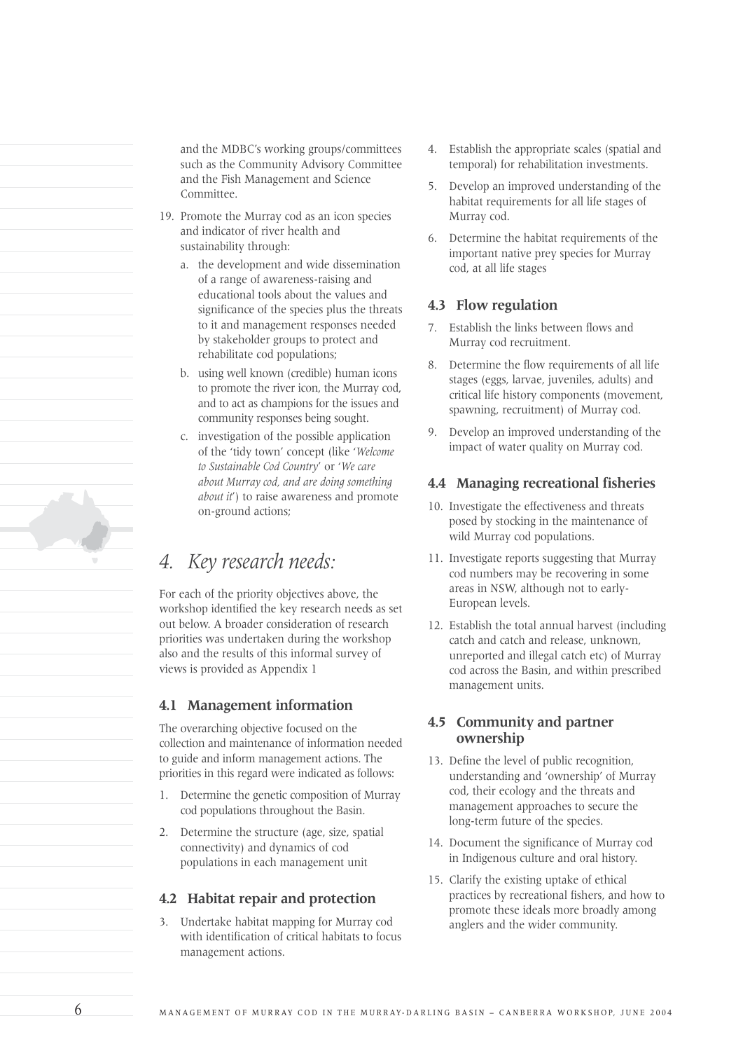and the MDBC's working groups/committees such as the Community Advisory Committee and the Fish Management and Science Committee.

19. Promote the Murray cod as an icon species and indicator of river health and sustainability through:
    a. the development and wide dissemination of a range of awareness-raising and educational tools about the values and significance of the species plus the threats to it and management responses needed by stakeholder groups to protect and rehabilitate cod populations;
    b. using well known (credible) human icons to promote the river icon, the Murray cod, and to act as champions for the issues and community responses being sought.
    c. investigation of the possible application of the 'tidy town' concept (like '*Welcome to Sustainable Cod Country*' or '*We care about Murray cod, and are doing something about it*') to raise awareness and promote on-ground actions;

# *4. Key research needs:*

For each of the priority objectives above, the workshop identified the key research needs as set out below. A broader consideration of research priorities was undertaken during the workshop also and the results of this informal survey of views is provided as Appendix 1

## 4.1 Management information

The overarching objective focused on the collection and maintenance of information needed to guide and inform management actions. The priorities in this regard were indicated as follows:

1. Determine the genetic composition of Murray cod populations throughout the Basin.
2. Determine the structure (age, size, spatial connectivity) and dynamics of cod populations in each management unit

## 4.2 Habitat repair and protection

3. Undertake habitat mapping for Murray cod with identification of critical habitats to focus management actions.
4. Establish the appropriate scales (spatial and temporal) for rehabilitation investments.
5. Develop an improved understanding of the habitat requirements for all life stages of Murray cod.
6. Determine the habitat requirements of the important native prey species for Murray cod, at all life stages

## 4.3 Flow regulation

7. Establish the links between flows and Murray cod recruitment.
8. Determine the flow requirements of all life stages (eggs, larvae, juveniles, adults) and critical life history components (movement, spawning, recruitment) of Murray cod.
9. Develop an improved understanding of the impact of water quality on Murray cod.

## 4.4 Managing recreational fisheries

10. Investigate the effectiveness and threats posed by stocking in the maintenance of wild Murray cod populations.
11. Investigate reports suggesting that Murray cod numbers may be recovering in some areas in NSW, although not to early-European levels.
12. Establish the total annual harvest (including catch and catch and release, unknown, unreported and illegal catch etc) of Murray cod across the Basin, and within prescribed management units.

## 4.5 Community and partner ownership

13. Define the level of public recognition, understanding and 'ownership' of Murray cod, their ecology and the threats and management approaches to secure the long-term future of the species.
14. Document the significance of Murray cod in Indigenous culture and oral history.
15. Clarify the existing uptake of ethical practices by recreational fishers, and how to promote these ideals more broadly among anglers and the wider community.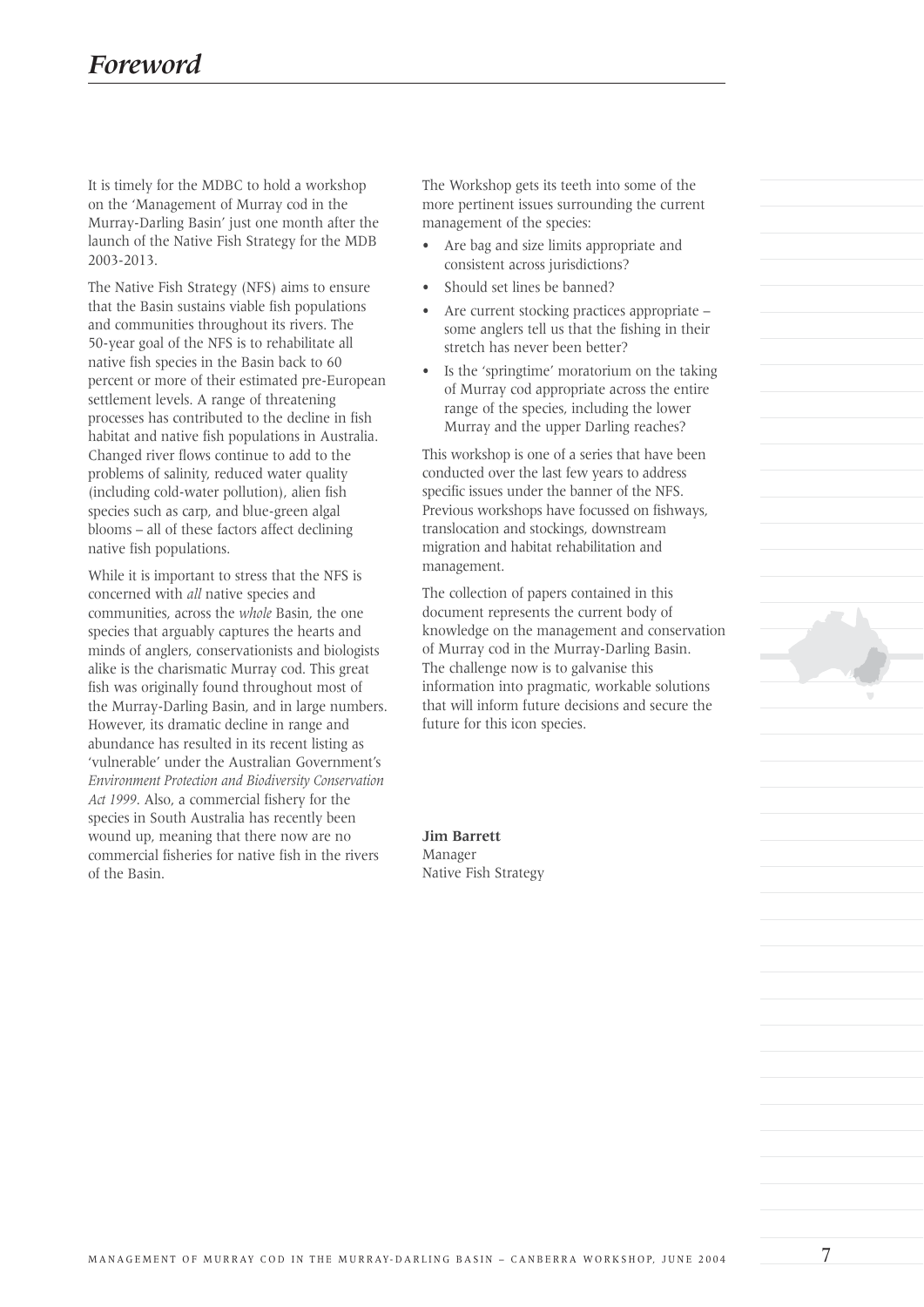# *Foreword*

It is timely for the MDBC to hold a workshop on the 'Management of Murray cod in the Murray-Darling Basin' just one month after the launch of the Native Fish Strategy for the MDB 2003-2013.

The Native Fish Strategy (NFS) aims to ensure that the Basin sustains viable fish populations and communities throughout its rivers. The 50-year goal of the NFS is to rehabilitate all native fish species in the Basin back to 60 percent or more of their estimated pre-European settlement levels. A range of threatening processes has contributed to the decline in fish habitat and native fish populations in Australia. Changed river flows continue to add to the problems of salinity, reduced water quality (including cold-water pollution), alien fish species such as carp, and blue-green algal blooms – all of these factors affect declining native fish populations.

While it is important to stress that the NFS is concerned with *all* native species and communities, across the *whole* Basin, the one species that arguably captures the hearts and minds of anglers, conservationists and biologists alike is the charismatic Murray cod. This great fish was originally found throughout most of the Murray-Darling Basin, and in large numbers. However, its dramatic decline in range and abundance has resulted in its recent listing as 'vulnerable' under the Australian Government's *Environment Protection and Biodiversity Conservation Act 1999*. Also, a commercial fishery for the species in South Australia has recently been wound up, meaning that there now are no commercial fisheries for native fish in the rivers of the Basin.

The Workshop gets its teeth into some of the more pertinent issues surrounding the current management of the species:

- Are bag and size limits appropriate and consistent across jurisdictions?
- Should set lines be banned?
- Are current stocking practices appropriate – some anglers tell us that the fishing in their stretch has never been better?
- Is the 'springtime' moratorium on the taking of Murray cod appropriate across the entire range of the species, including the lower Murray and the upper Darling reaches?

This workshop is one of a series that have been conducted over the last few years to address specific issues under the banner of the NFS. Previous workshops have focussed on fishways, translocation and stockings, downstream migration and habitat rehabilitation and management.

The collection of papers contained in this document represents the current body of knowledge on the management and conservation of Murray cod in the Murray-Darling Basin. The challenge now is to galvanise this information into pragmatic, workable solutions that will inform future decisions and secure the future for this icon species.

**Jim Barrett**
Manager
Native Fish Strategy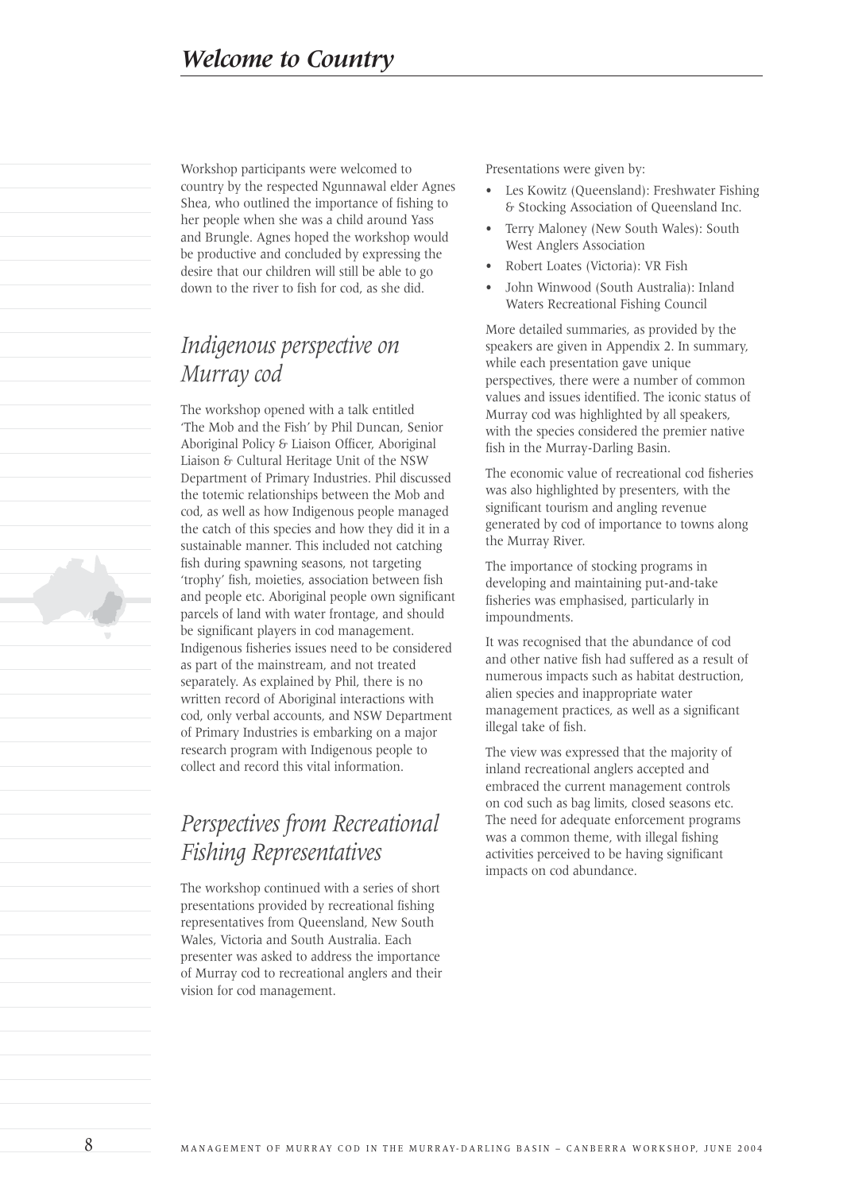## Welcome to Country

Workshop participants were welcomed to country by the respected Ngunnawal elder Agnes Shea, who outlined the importance of fishing to her people when she was a child around Yass and Brungle. Agnes hoped the workshop would be productive and concluded by expressing the desire that our children will still be able to go down to the river to fish for cod, as she did.

### Indigenous perspective on Murray cod

The workshop opened with a talk entitled 'The Mob and the Fish' by Phil Duncan, Senior Aboriginal Policy & Liaison Officer, Aboriginal Liaison & Cultural Heritage Unit of the NSW Department of Primary Industries. Phil discussed the totemic relationships between the Mob and cod, as well as how Indigenous people managed the catch of this species and how they did it in a sustainable manner. This included not catching fish during spawning seasons, not targeting 'trophy' fish, moieties, association between fish and people etc. Aboriginal people own significant parcels of land with water frontage, and should be significant players in cod management. Indigenous fisheries issues need to be considered as part of the mainstream, and not treated separately. As explained by Phil, there is no written record of Aboriginal interactions with cod, only verbal accounts, and NSW Department of Primary Industries is embarking on a major research program with Indigenous people to collect and record this vital information.

### Perspectives from Recreational Fishing Representatives

The workshop continued with a series of short presentations provided by recreational fishing representatives from Queensland, New South Wales, Victoria and South Australia. Each presenter was asked to address the importance of Murray cod to recreational anglers and their vision for cod management.

Presentations were given by:

- Les Kowitz (Queensland): Freshwater Fishing & Stocking Association of Queensland Inc.
- Terry Maloney (New South Wales): South West Anglers Association
- Robert Loates (Victoria): VR Fish
- John Winwood (South Australia): Inland Waters Recreational Fishing Council

More detailed summaries, as provided by the speakers are given in Appendix 2. In summary, while each presentation gave unique perspectives, there were a number of common values and issues identified. The iconic status of Murray cod was highlighted by all speakers, with the species considered the premier native fish in the Murray-Darling Basin.

The economic value of recreational cod fisheries was also highlighted by presenters, with the significant tourism and angling revenue generated by cod of importance to towns along the Murray River.

The importance of stocking programs in developing and maintaining put-and-take fisheries was emphasised, particularly in impoundments.

It was recognised that the abundance of cod and other native fish had suffered as a result of numerous impacts such as habitat destruction, alien species and inappropriate water management practices, as well as a significant illegal take of fish.

The view was expressed that the majority of inland recreational anglers accepted and embraced the current management controls on cod such as bag limits, closed seasons etc. The need for adequate enforcement programs was a common theme, with illegal fishing activities perceived to be having significant impacts on cod abundance.